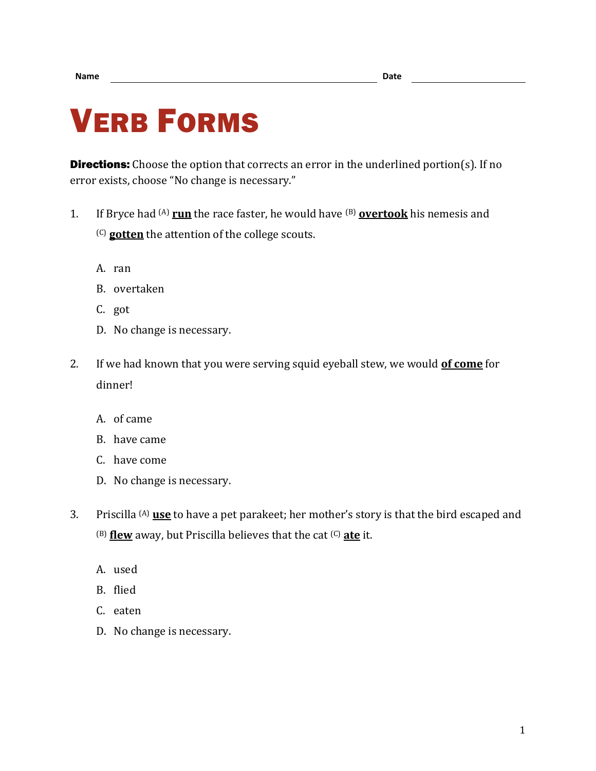Name ______________________________ Date ______________

# VERB FORMS

**Directions:** Choose the option that corrects an error in the underlined portion(s). If no error exists, choose "No change is necessary."

1. If Bryce had (A) **run** the race faster, he would have (B) **overtook** his nemesis and (C) **gotten** the attention of the college scouts.

   A. ran
   B. overtaken
   C. got
   D. No change is necessary.

2. If we had known that you were serving squid eyeball stew, we would **of come** for dinner!

   A. of came
   B. have came
   C. have come
   D. No change is necessary.

3. Priscilla (A) **use** to have a pet parakeet; her mother's story is that the bird escaped and (B) **flew** away, but Priscilla believes that the cat (C) **ate** it.

   A. used
   B. flied
   C. eaten
   D. No change is necessary.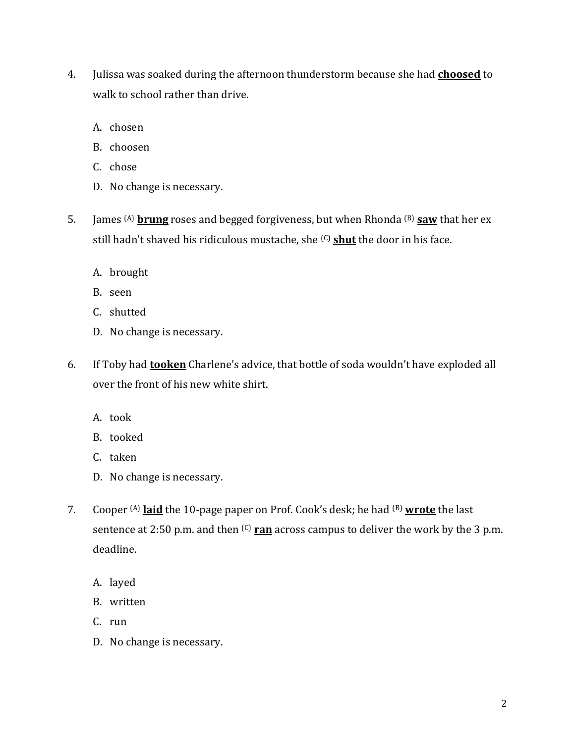4. Julissa was soaked during the afternoon thunderstorm because she had **<u>choosed</u>** to walk to school rather than drive.

   A. chosen
   B. choosen
   C. chose
   D. No change is necessary.

5. James [(A)] **<u>brung</u>** roses and begged forgiveness, but when Rhonda [(B)] **<u>saw</u>** that her ex still hadn't shaved his ridiculous mustache, she [(C)] **<u>shut</u>** the door in his face.

   A. brought
   B. seen
   C. shutted
   D. No change is necessary.

6. If Toby had **<u>tooken</u>** Charlene's advice, that bottle of soda wouldn't have exploded all over the front of his new white shirt.

   A. took
   B. tooked
   C. taken
   D. No change is necessary.

7. Cooper [(A)] **<u>laid</u>** the 10-page paper on Prof. Cook's desk; he had [(B)] **<u>wrote</u>** the last sentence at 2:50 p.m. and then [(C)] **<u>ran</u>** across campus to deliver the work by the 3 p.m. deadline.

   A. layed
   B. written
   C. run
   D. No change is necessary.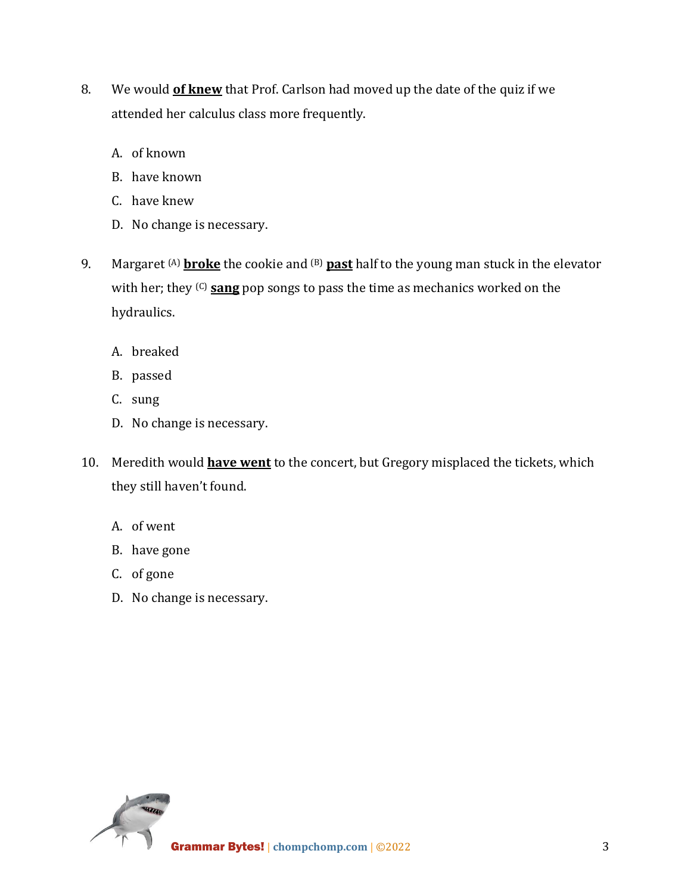8. We would **<u>of knew</u>** that Prof. Carlson had moved up the date of the quiz if we attended her calculus class more frequently.

   A. of known
   B. have known
   C. have knew
   D. No change is necessary.

9. Margaret [A] **<u>broke</u>** the cookie and [B] **<u>past</u>** half to the young man stuck in the elevator with her; they [C] **<u>sang</u>** pop songs to pass the time as mechanics worked on the hydraulics.

   A. breaked
   B. passed
   C. sung
   D. No change is necessary.

10. Meredith would **<u>have went</u>** to the concert, but Gregory misplaced the tickets, which they still haven't found.

    A. of went
    B. have gone
    C. of gone
    D. No change is necessary.